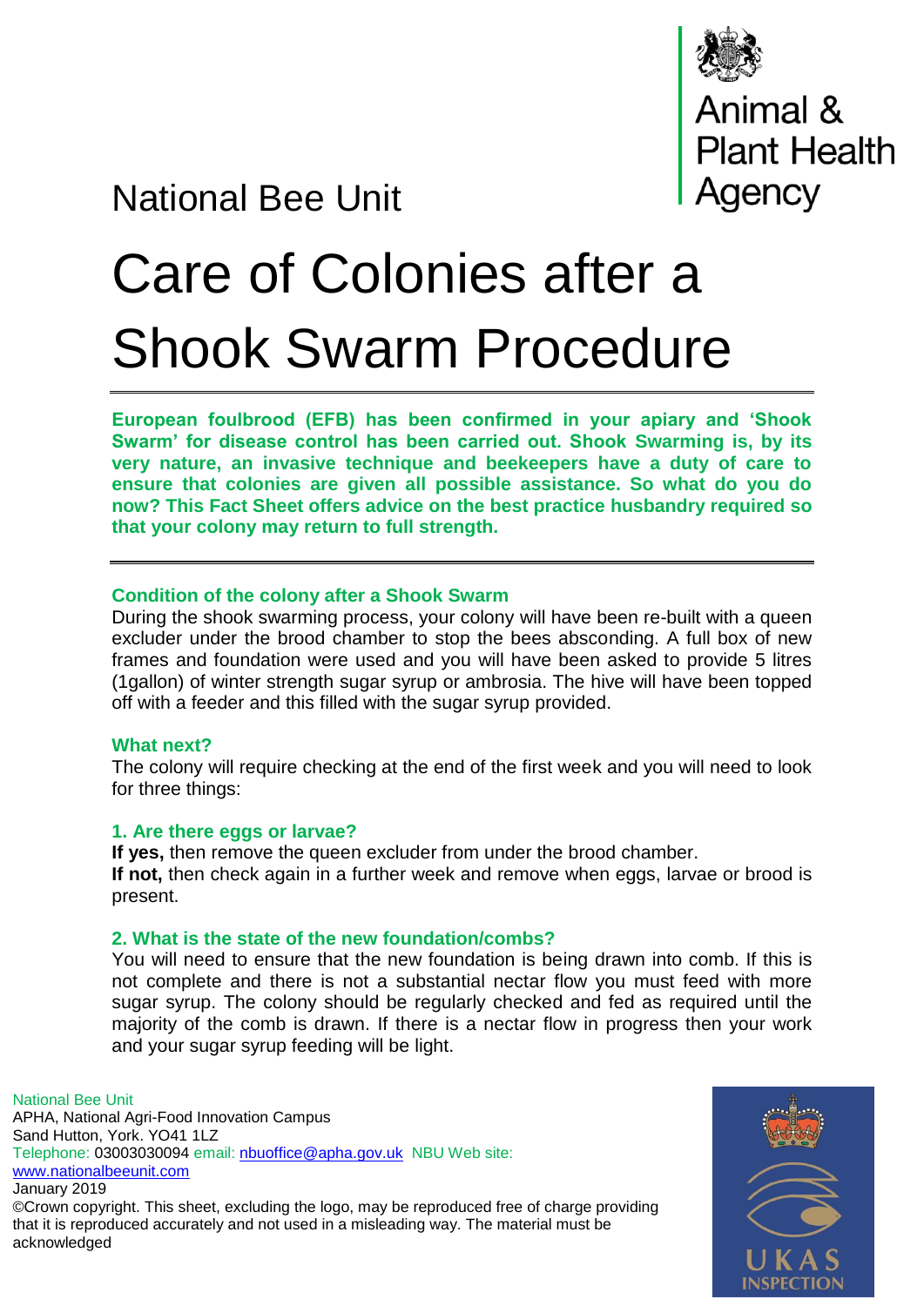Animal & Plant Health Agency

National Bee Unit

# Care of Colonies after a Shook Swarm Procedure

**European foulbrood (EFB) has been confirmed in your apiary and 'Shook Swarm' for disease control has been carried out. Shook Swarming is, by its very nature, an invasive technique and beekeepers have a duty of care to ensure that colonies are given all possible assistance. So what do you do now? This Fact Sheet offers advice on the best practice husbandry required so that your colony may return to full strength.**

## Condition of the colony after a Shook Swarm

During the shook swarming process, your colony will have been re-built with a queen excluder under the brood chamber to stop the bees absconding. A full box of new frames and foundation were used and you will have been asked to provide 5 litres (1gallon) of winter strength sugar syrup or ambrosia. The hive will have been topped off with a feeder and this filled with the sugar syrup provided.

## What next?

The colony will require checking at the end of the first week and you will need to look for three things:

### 1. Are there eggs or larvae?

**If yes,** then remove the queen excluder from under the brood chamber.
**If not,** then check again in a further week and remove when eggs, larvae or brood is present.

### 2. What is the state of the new foundation/combs?

You will need to ensure that the new foundation is being drawn into comb. If this is not complete and there is not a substantial nectar flow you must feed with more sugar syrup. The colony should be regularly checked and fed as required until the majority of the comb is drawn. If there is a nectar flow in progress then your work and your sugar syrup feeding will be light.

National Bee Unit
APHA, National Agri-Food Innovation Campus
Sand Hutton, York. YO41 1LZ
Telephone: 03003030094 email: nbuoffice@apha.gov.uk NBU Web site: www.nationalbeeunit.com
January 2019
©Crown copyright. This sheet, excluding the logo, may be reproduced free of charge providing that it is reproduced accurately and not used in a misleading way. The material must be acknowledged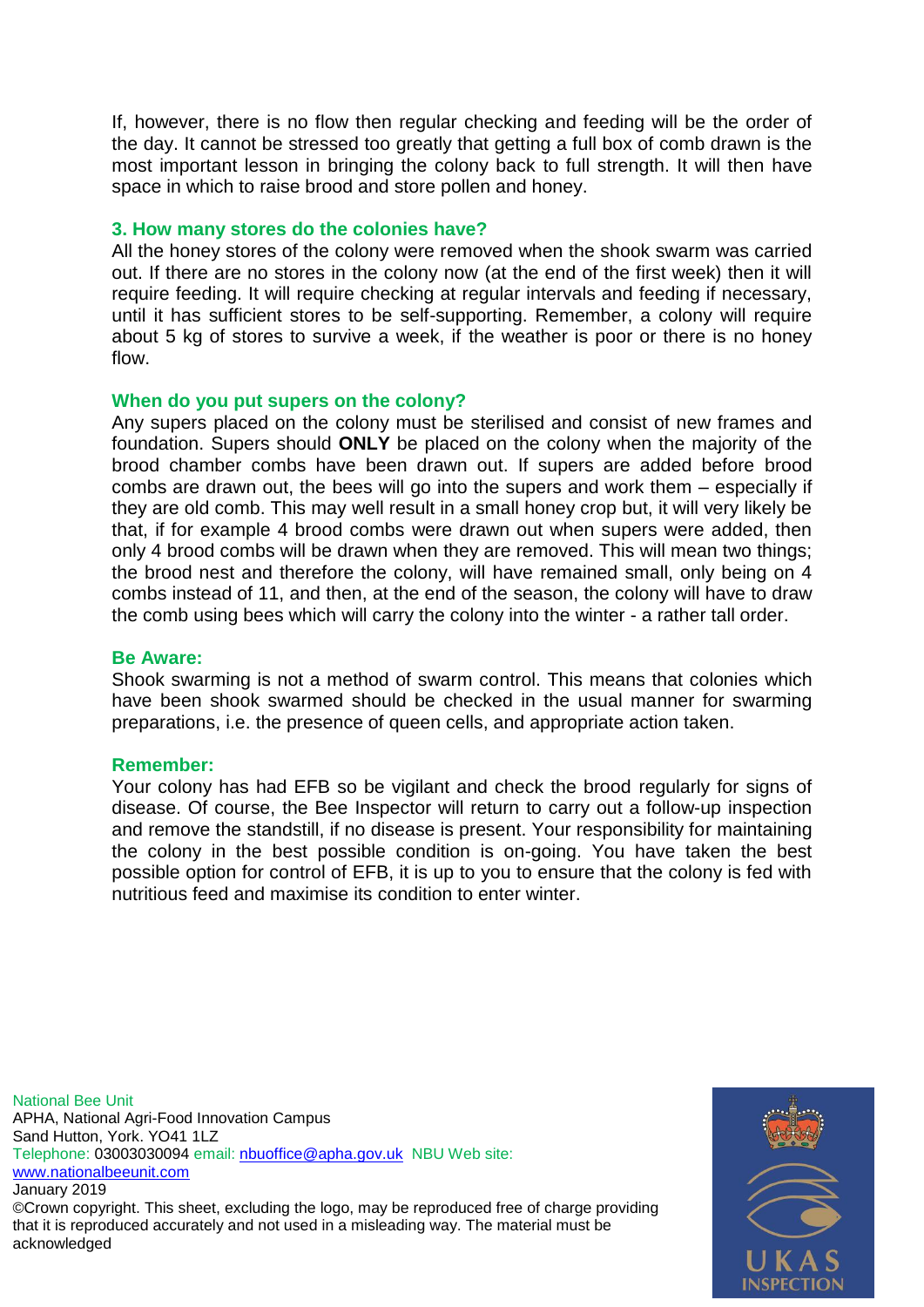If, however, there is no flow then regular checking and feeding will be the order of the day. It cannot be stressed too greatly that getting a full box of comb drawn is the most important lesson in bringing the colony back to full strength. It will then have space in which to raise brood and store pollen and honey.

### 3. How many stores do the colonies have?

All the honey stores of the colony were removed when the shook swarm was carried out. If there are no stores in the colony now (at the end of the first week) then it will require feeding. It will require checking at regular intervals and feeding if necessary, until it has sufficient stores to be self-supporting. Remember, a colony will require about 5 kg of stores to survive a week, if the weather is poor or there is no honey flow.

### When do you put supers on the colony?

Any supers placed on the colony must be sterilised and consist of new frames and foundation. Supers should **ONLY** be placed on the colony when the majority of the brood chamber combs have been drawn out. If supers are added before brood combs are drawn out, the bees will go into the supers and work them – especially if they are old comb. This may well result in a small honey crop but, it will very likely be that, if for example 4 brood combs were drawn out when supers were added, then only 4 brood combs will be drawn when they are removed. This will mean two things; the brood nest and therefore the colony, will have remained small, only being on 4 combs instead of 11, and then, at the end of the season, the colony will have to draw the comb using bees which will carry the colony into the winter - a rather tall order.

### Be Aware:

Shook swarming is not a method of swarm control. This means that colonies which have been shook swarmed should be checked in the usual manner for swarming preparations, i.e. the presence of queen cells, and appropriate action taken.

### Remember:

Your colony has had EFB so be vigilant and check the brood regularly for signs of disease. Of course, the Bee Inspector will return to carry out a follow-up inspection and remove the standstill, if no disease is present. Your responsibility for maintaining the colony in the best possible condition is on-going. You have taken the best possible option for control of EFB, it is up to you to ensure that the colony is fed with nutritious feed and maximise its condition to enter winter.

National Bee Unit
APHA, National Agri-Food Innovation Campus
Sand Hutton, York. YO41 1LZ
Telephone: 03003030094 email: nbuoffice@apha.gov.uk NBU Web site: www.nationalbeeunit.com
January 2019
©Crown copyright. This sheet, excluding the logo, may be reproduced free of charge providing that it is reproduced accurately and not used in a misleading way. The material must be acknowledged

UKAS INSPECTION